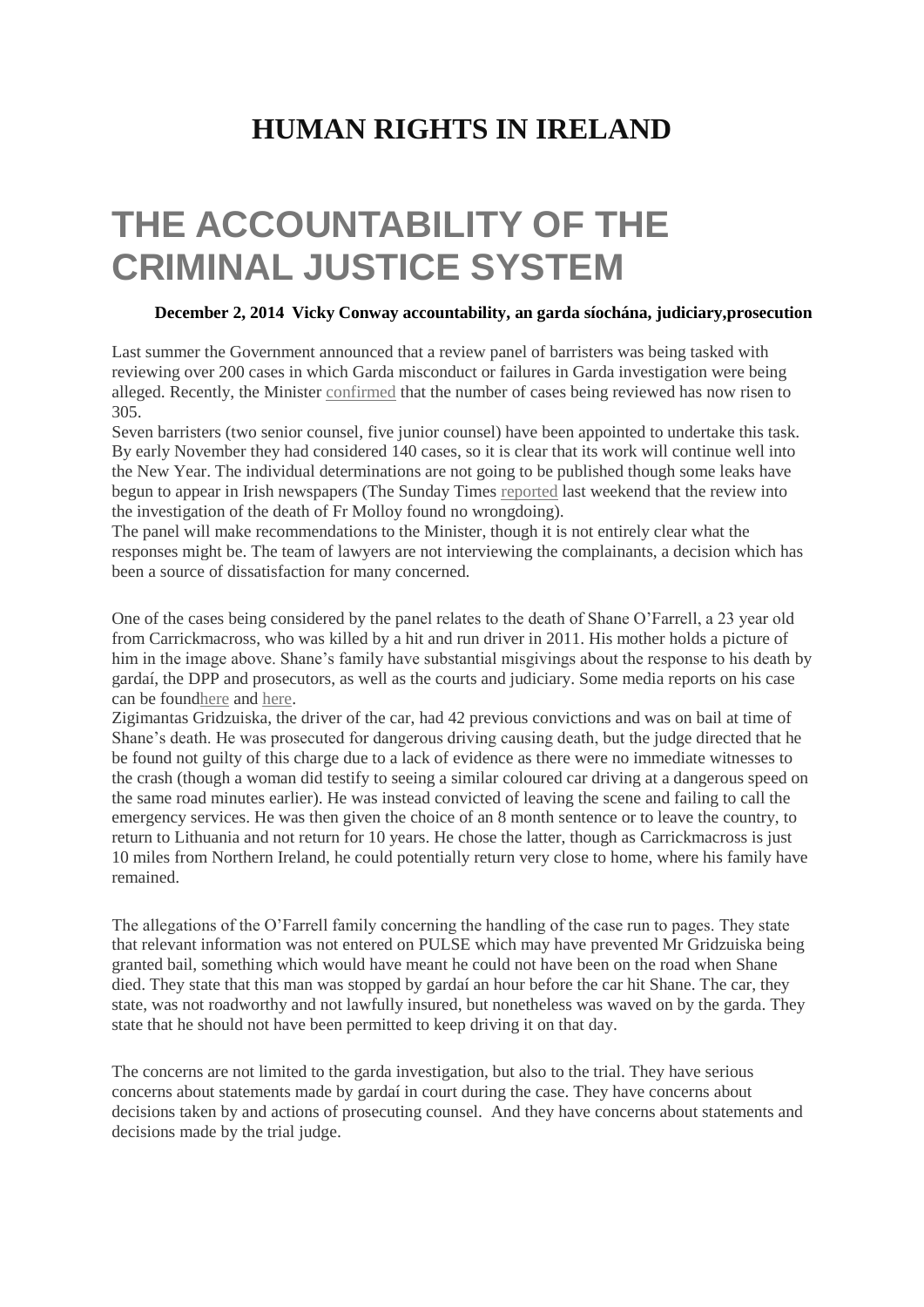# HUMAN RIGHTS IN IRELAND

# THE ACCOUNTABILITY OF THE CRIMINAL JUSTICE SYSTEM

**December 2, 2014 Vicky Conway accountability, an garda síochána, judiciary,prosecution**

Last summer the Government announced that a review panel of barristers was being tasked with reviewing over 200 cases in which Garda misconduct or failures in Garda investigation were being alleged. Recently, the Minister confirmed that the number of cases being reviewed has now risen to 305.

Seven barristers (two senior counsel, five junior counsel) have been appointed to undertake this task. By early November they had considered 140 cases, so it is clear that its work will continue well into the New Year. The individual determinations are not going to be published though some leaks have begun to appear in Irish newspapers (The Sunday Times reported last weekend that the review into the investigation of the death of Fr Molloy found no wrongdoing).

The panel will make recommendations to the Minister, though it is not entirely clear what the responses might be. The team of lawyers are not interviewing the complainants, a decision which has been a source of dissatisfaction for many concerned.

One of the cases being considered by the panel relates to the death of Shane O'Farrell, a 23 year old from Carrickmacross, who was killed by a hit and run driver in 2011. His mother holds a picture of him in the image above. Shane's family have substantial misgivings about the response to his death by gardaí, the DPP and prosecutors, as well as the courts and judiciary. Some media reports on his case can be foundhere and here.

Zigimantas Gridzuiska, the driver of the car, had 42 previous convictions and was on bail at time of Shane's death. He was prosecuted for dangerous driving causing death, but the judge directed that he be found not guilty of this charge due to a lack of evidence as there were no immediate witnesses to the crash (though a woman did testify to seeing a similar coloured car driving at a dangerous speed on the same road minutes earlier). He was instead convicted of leaving the scene and failing to call the emergency services. He was then given the choice of an 8 month sentence or to leave the country, to return to Lithuania and not return for 10 years. He chose the latter, though as Carrickmacross is just 10 miles from Northern Ireland, he could potentially return very close to home, where his family have remained.

The allegations of the O'Farrell family concerning the handling of the case run to pages. They state that relevant information was not entered on PULSE which may have prevented Mr Gridzuiska being granted bail, something which would have meant he could not have been on the road when Shane died. They state that this man was stopped by gardaí an hour before the car hit Shane. The car, they state, was not roadworthy and not lawfully insured, but nonetheless was waved on by the garda. They state that he should not have been permitted to keep driving it on that day.

The concerns are not limited to the garda investigation, but also to the trial. They have serious concerns about statements made by gardaí in court during the case. They have concerns about decisions taken by and actions of prosecuting counsel. And they have concerns about statements and decisions made by the trial judge.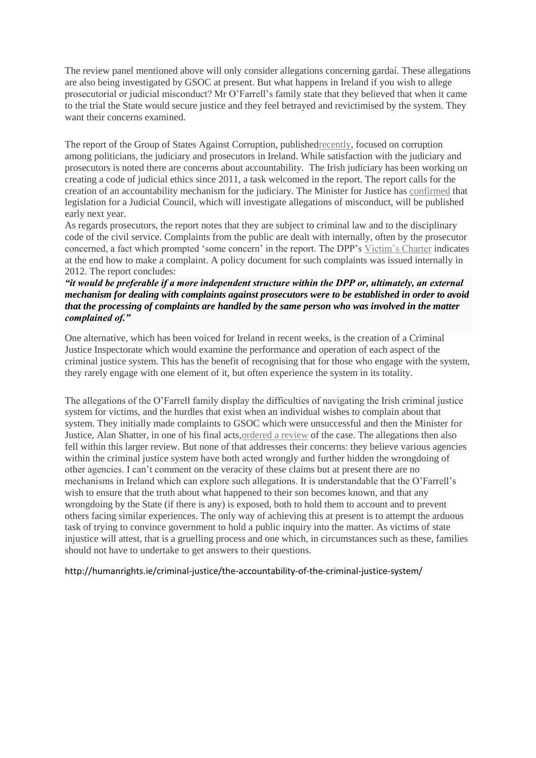The review panel mentioned above will only consider allegations concerning gardaí. These allegations are also being investigated by GSOC at present. But what happens in Ireland if you wish to allege prosecutorial or judicial misconduct? Mr O'Farrell's family state that they believed that when it came to the trial the State would secure justice and they feel betrayed and revictimised by the system. They want their concerns examined.

The report of the Group of States Against Corruption, publishedrecently, focused on corruption among politicians, the judiciary and prosecutors in Ireland. While satisfaction with the judiciary and prosecutors is noted there are concerns about accountability. The Irish judiciary has been working on creating a code of judicial ethics since 2011, a task welcomed in the report. The report calls for the creation of an accountability mechanism for the judiciary. The Minister for Justice has confirmed that legislation for a Judicial Council, which will investigate allegations of misconduct, will be published early next year.

As regards prosecutors, the report notes that they are subject to criminal law and to the disciplinary code of the civil service. Complaints from the public are dealt with internally, often by the prosecutor concerned, a fact which prompted 'some concern' in the report. The DPP's Victim's Charter indicates at the end how to make a complaint. A policy document for such complaints was issued internally in 2012. The report concludes:

***"it would be preferable if a more independent structure within the DPP or, ultimately, an external mechanism for dealing with complaints against prosecutors were to be established in order to avoid that the processing of complaints are handled by the same person who was involved in the matter complained of."***

One alternative, which has been voiced for Ireland in recent weeks, is the creation of a Criminal Justice Inspectorate which would examine the performance and operation of each aspect of the criminal justice system. This has the benefit of recognising that for those who engage with the system, they rarely engage with one element of it, but often experience the system in its totality.

The allegations of the O'Farrell family display the difficulties of navigating the Irish criminal justice system for victims, and the hurdles that exist when an individual wishes to complain about that system. They initially made complaints to GSOC which were unsuccessful and then the Minister for Justice, Alan Shatter, in one of his final acts,ordered a review of the case. The allegations then also fell within this larger review. But none of that addresses their concerns: they believe various agencies within the criminal justice system have both acted wrongly and further hidden the wrongdoing of other agencies. I can't comment on the veracity of these claims but at present there are no mechanisms in Ireland which can explore such allegations. It is understandable that the O'Farrell's wish to ensure that the truth about what happened to their son becomes known, and that any wrongdoing by the State (if there is any) is exposed, both to hold them to account and to prevent others facing similar experiences. The only way of achieving this at present is to attempt the arduous task of trying to convince government to hold a public inquiry into the matter. As victims of state injustice will attest, that is a gruelling process and one which, in circumstances such as these, families should not have to undertake to get answers to their questions.

http://humanrights.ie/criminal-justice/the-accountability-of-the-criminal-justice-system/